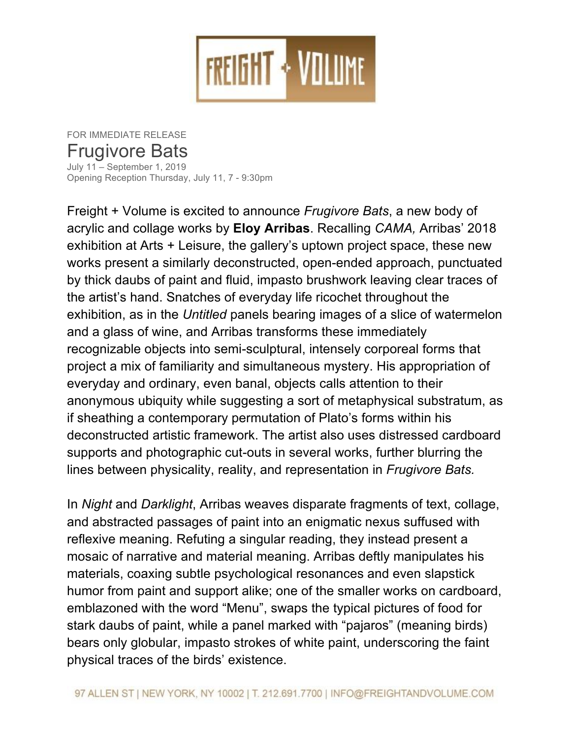FREIGHT + VOLUME

FOR IMMEDIATE RELEASE

# Frugivore Bats

July 11 – September 1, 2019
Opening Reception Thursday, July 11, 7 - 9:30pm

Freight + Volume is excited to announce *Frugivore Bats*, a new body of acrylic and collage works by **Eloy Arribas**. Recalling *CAMA,* Arribas' 2018 exhibition at Arts + Leisure, the gallery's uptown project space, these new works present a similarly deconstructed, open-ended approach, punctuated by thick daubs of paint and fluid, impasto brushwork leaving clear traces of the artist's hand. Snatches of everyday life ricochet throughout the exhibition, as in the *Untitled* panels bearing images of a slice of watermelon and a glass of wine, and Arribas transforms these immediately recognizable objects into semi-sculptural, intensely corporeal forms that project a mix of familiarity and simultaneous mystery. His appropriation of everyday and ordinary, even banal, objects calls attention to their anonymous ubiquity while suggesting a sort of metaphysical substratum, as if sheathing a contemporary permutation of Plato's forms within his deconstructed artistic framework. The artist also uses distressed cardboard supports and photographic cut-outs in several works, further blurring the lines between physicality, reality, and representation in *Frugivore Bats.*

In *Night* and *Darklight*, Arribas weaves disparate fragments of text, collage, and abstracted passages of paint into an enigmatic nexus suffused with reflexive meaning. Refuting a singular reading, they instead present a mosaic of narrative and material meaning. Arribas deftly manipulates his materials, coaxing subtle psychological resonances and even slapstick humor from paint and support alike; one of the smaller works on cardboard, emblazoned with the word "Menu", swaps the typical pictures of food for stark daubs of paint, while a panel marked with "pajaros" (meaning birds) bears only globular, impasto strokes of white paint, underscoring the faint physical traces of the birds' existence.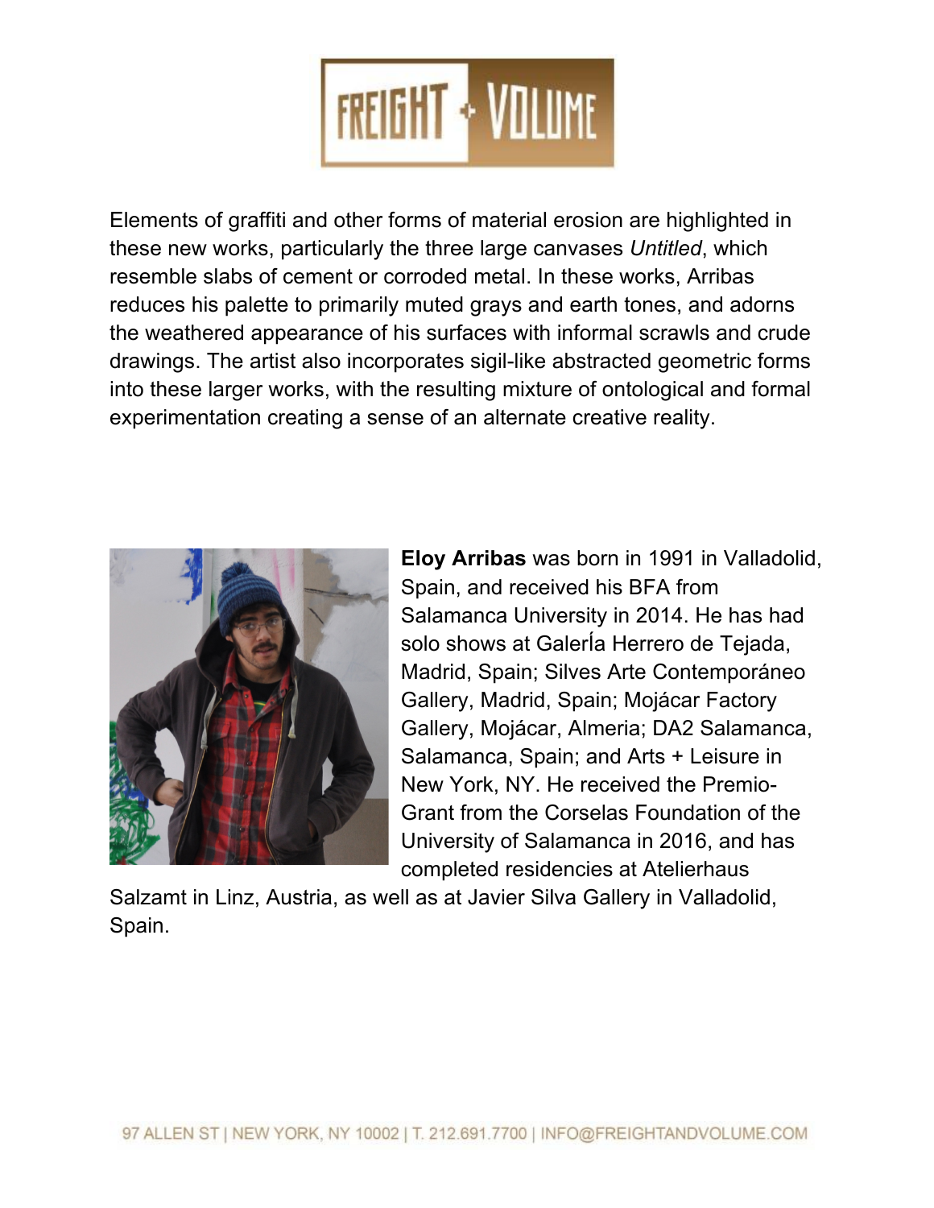Elements of graffiti and other forms of material erosion are highlighted in these new works, particularly the three large canvases *Untitled*, which resemble slabs of cement or corroded metal. In these works, Arribas reduces his palette to primarily muted grays and earth tones, and adorns the weathered appearance of his surfaces with informal scrawls and crude drawings. The artist also incorporates sigil-like abstracted geometric forms into these larger works, with the resulting mixture of ontological and formal experimentation creating a sense of an alternate creative reality.

**Eloy Arribas** was born in 1991 in Valladolid, Spain, and received his BFA from Salamanca University in 2014. He has had solo shows at GalerÍa Herrero de Tejada, Madrid, Spain; Silves Arte Contemporáneo Gallery, Madrid, Spain; Mojácar Factory Gallery, Mojácar, Almeria; DA2 Salamanca, Salamanca, Spain; and Arts + Leisure in New York, NY. He received the Premio-Grant from the Corselas Foundation of the University of Salamanca in 2016, and has completed residencies at Atelierhaus Salzamt in Linz, Austria, as well as at Javier Silva Gallery in Valladolid, Spain.